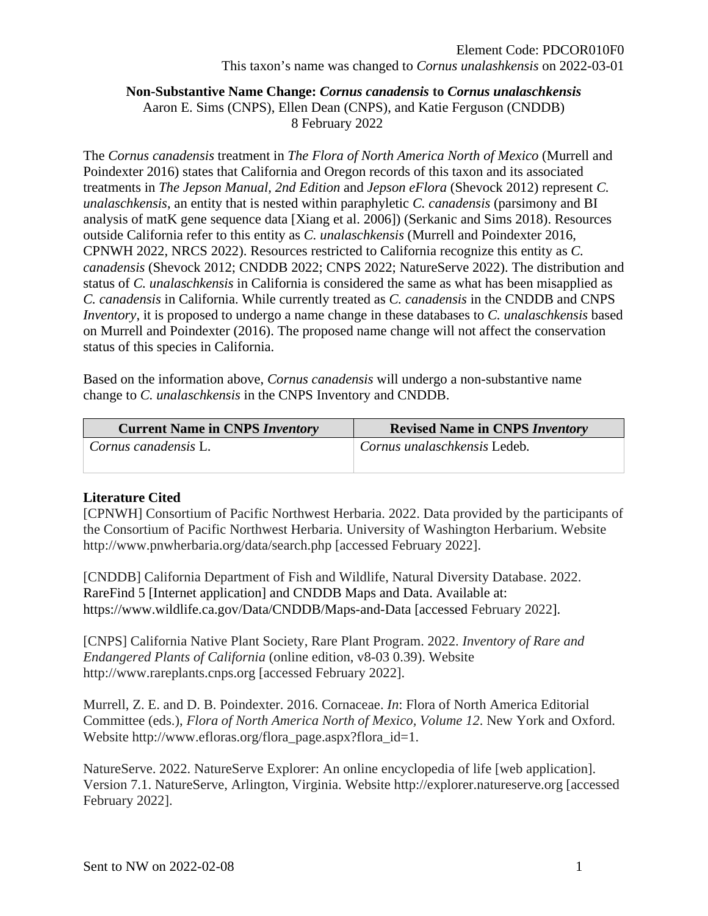Element Code: PDCOR010F0

This taxon's name was changed to *Cornus unalashkensis* on 2022-03-01

**Non-Substantive Name Change: *Cornus canadensis* to *Cornus unalaschkensis***

Aaron E. Sims (CNPS), Ellen Dean (CNPS), and Katie Ferguson (CNDDB)

8 February 2022

The *Cornus canadensis* treatment in *The Flora of North America North of Mexico* (Murrell and Poindexter 2016) states that California and Oregon records of this taxon and its associated treatments in *The Jepson Manual, 2nd Edition* and *Jepson eFlora* (Shevock 2012) represent *C. unalaschkensis*, an entity that is nested within paraphyletic *C. canadensis* (parsimony and BI analysis of matK gene sequence data [Xiang et al. 2006]) (Serkanic and Sims 2018). Resources outside California refer to this entity as *C. unalaschkensis* (Murrell and Poindexter 2016, CPNWH 2022, NRCS 2022). Resources restricted to California recognize this entity as *C. canadensis* (Shevock 2012; CNDDB 2022; CNPS 2022; NatureServe 2022). The distribution and status of *C. unalaschkensis* in California is considered the same as what has been misapplied as *C. canadensis* in California. While currently treated as *C. canadensis* in the CNDDB and CNPS *Inventory*, it is proposed to undergo a name change in these databases to *C. unalaschkensis* based on Murrell and Poindexter (2016). The proposed name change will not affect the conservation status of this species in California.

Based on the information above, *Cornus canadensis* will undergo a non-substantive name change to *C. unalaschkensis* in the CNPS Inventory and CNDDB.

| Current Name in CNPS *Inventory* | Revised Name in CNPS *Inventory* |
|---|---|
| *Cornus canadensis* L. | *Cornus unalaschkensis* Ledeb. |

**Literature Cited**

[CPNWH] Consortium of Pacific Northwest Herbaria. 2022. Data provided by the participants of the Consortium of Pacific Northwest Herbaria. University of Washington Herbarium. Website http://www.pnwherbaria.org/data/search.php [accessed February 2022].

[CNDDB] California Department of Fish and Wildlife, Natural Diversity Database. 2022. RareFind 5 [Internet application] and CNDDB Maps and Data. Available at: https://www.wildlife.ca.gov/Data/CNDDB/Maps-and-Data [accessed February 2022].

[CNPS] California Native Plant Society, Rare Plant Program. 2022. *Inventory of Rare and Endangered Plants of California* (online edition, v8-03 0.39). Website http://www.rareplants.cnps.org [accessed February 2022].

Murrell, Z. E. and D. B. Poindexter. 2016. Cornaceae. *In*: Flora of North America Editorial Committee (eds.), *Flora of North America North of Mexico, Volume 12*. New York and Oxford. Website http://www.efloras.org/flora_page.aspx?flora_id=1.

NatureServe. 2022. NatureServe Explorer: An online encyclopedia of life [web application]. Version 7.1. NatureServe, Arlington, Virginia. Website http://explorer.natureserve.org [accessed February 2022].

Sent to NW on 2022-02-08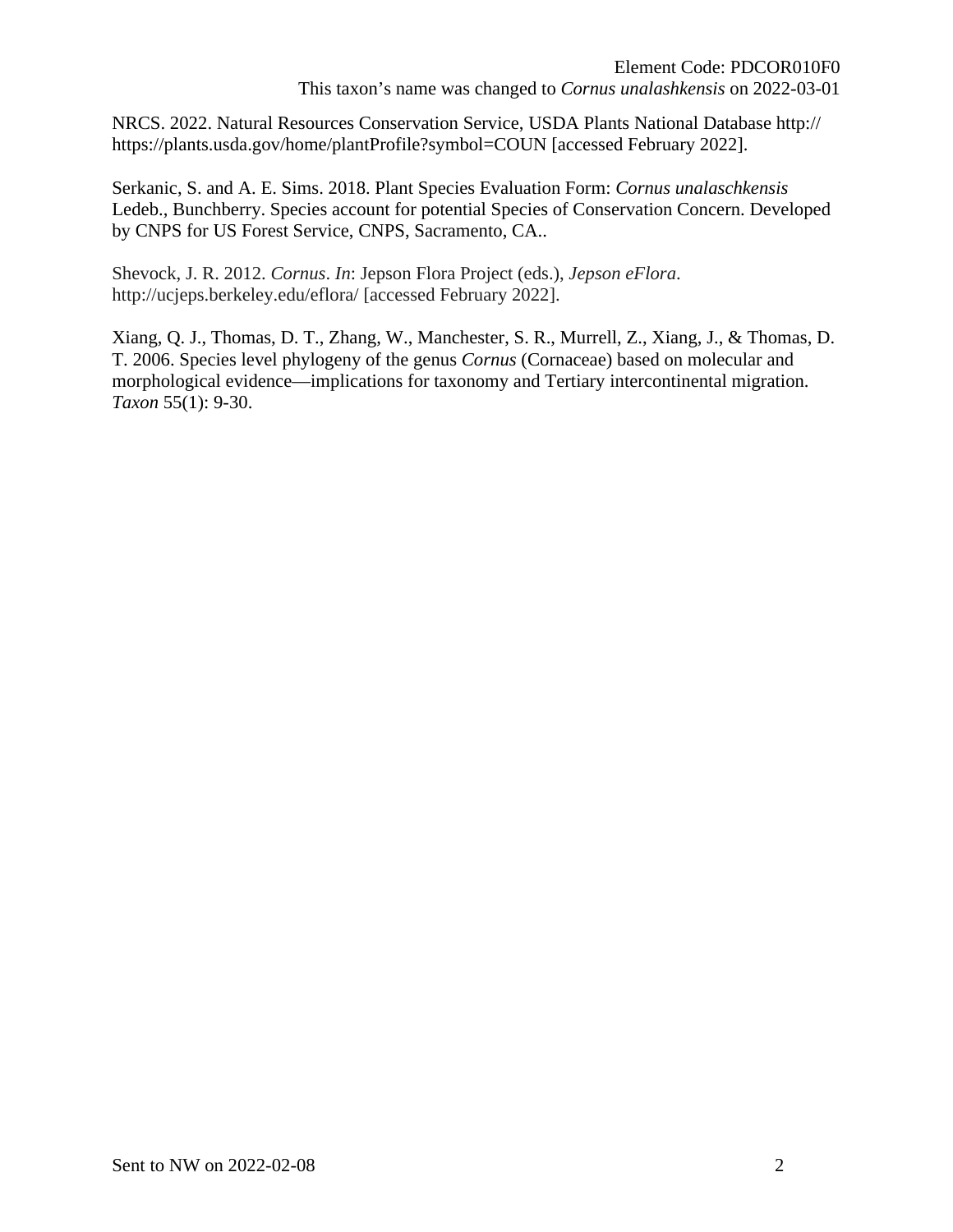NRCS. 2022. Natural Resources Conservation Service, USDA Plants National Database http:// https://plants.usda.gov/home/plantProfile?symbol=COUN [accessed February 2022].

Serkanic, S. and A. E. Sims. 2018. Plant Species Evaluation Form: *Cornus unalaschkensis* Ledeb., Bunchberry. Species account for potential Species of Conservation Concern. Developed by CNPS for US Forest Service, CNPS, Sacramento, CA..

Shevock, J. R. 2012. *Cornus*. *In*: Jepson Flora Project (eds.), *Jepson eFlora*. http://ucjeps.berkeley.edu/eflora/ [accessed February 2022].

Xiang, Q. J., Thomas, D. T., Zhang, W., Manchester, S. R., Murrell, Z., Xiang, J., & Thomas, D. T. 2006. Species level phylogeny of the genus *Cornus* (Cornaceae) based on molecular and morphological evidence—implications for taxonomy and Tertiary intercontinental migration. *Taxon* 55(1): 9-30.